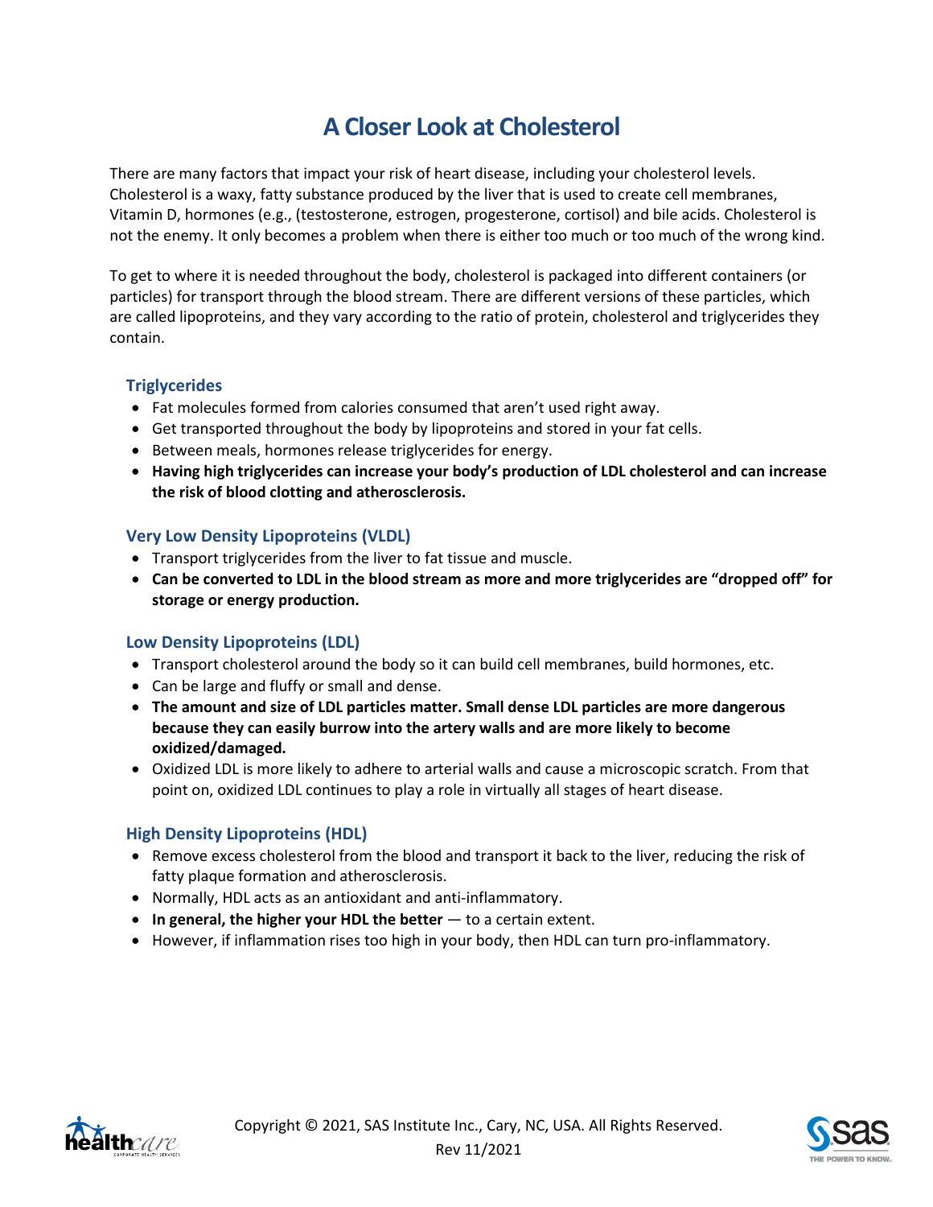# A Closer Look at Cholesterol

There are many factors that impact your risk of heart disease, including your cholesterol levels. Cholesterol is a waxy, fatty substance produced by the liver that is used to create cell membranes, Vitamin D, hormones (e.g., (testosterone, estrogen, progesterone, cortisol) and bile acids. Cholesterol is not the enemy. It only becomes a problem when there is either too much or too much of the wrong kind.

To get to where it is needed throughout the body, cholesterol is packaged into different containers (or particles) for transport through the blood stream. There are different versions of these particles, which are called lipoproteins, and they vary according to the ratio of protein, cholesterol and triglycerides they contain.

### Triglycerides

- Fat molecules formed from calories consumed that aren't used right away.
- Get transported throughout the body by lipoproteins and stored in your fat cells.
- Between meals, hormones release triglycerides for energy.
- **Having high triglycerides can increase your body's production of LDL cholesterol and can increase the risk of blood clotting and atherosclerosis.**

### Very Low Density Lipoproteins (VLDL)

- Transport triglycerides from the liver to fat tissue and muscle.
- **Can be converted to LDL in the blood stream as more and more triglycerides are "dropped off" for storage or energy production.**

### Low Density Lipoproteins (LDL)

- Transport cholesterol around the body so it can build cell membranes, build hormones, etc.
- Can be large and fluffy or small and dense.
- **The amount and size of LDL particles matter. Small dense LDL particles are more dangerous because they can easily burrow into the artery walls and are more likely to become oxidized/damaged.**
- Oxidized LDL is more likely to adhere to arterial walls and cause a microscopic scratch. From that point on, oxidized LDL continues to play a role in virtually all stages of heart disease.

### High Density Lipoproteins (HDL)

- Remove excess cholesterol from the blood and transport it back to the liver, reducing the risk of fatty plaque formation and atherosclerosis.
- Normally, HDL acts as an antioxidant and anti-inflammatory.
- **In general, the higher your HDL the better** — to a certain extent.
- However, if inflammation rises too high in your body, then HDL can turn pro-inflammatory.

Copyright © 2021, SAS Institute Inc., Cary, NC, USA. All Rights Reserved.
Rev 11/2021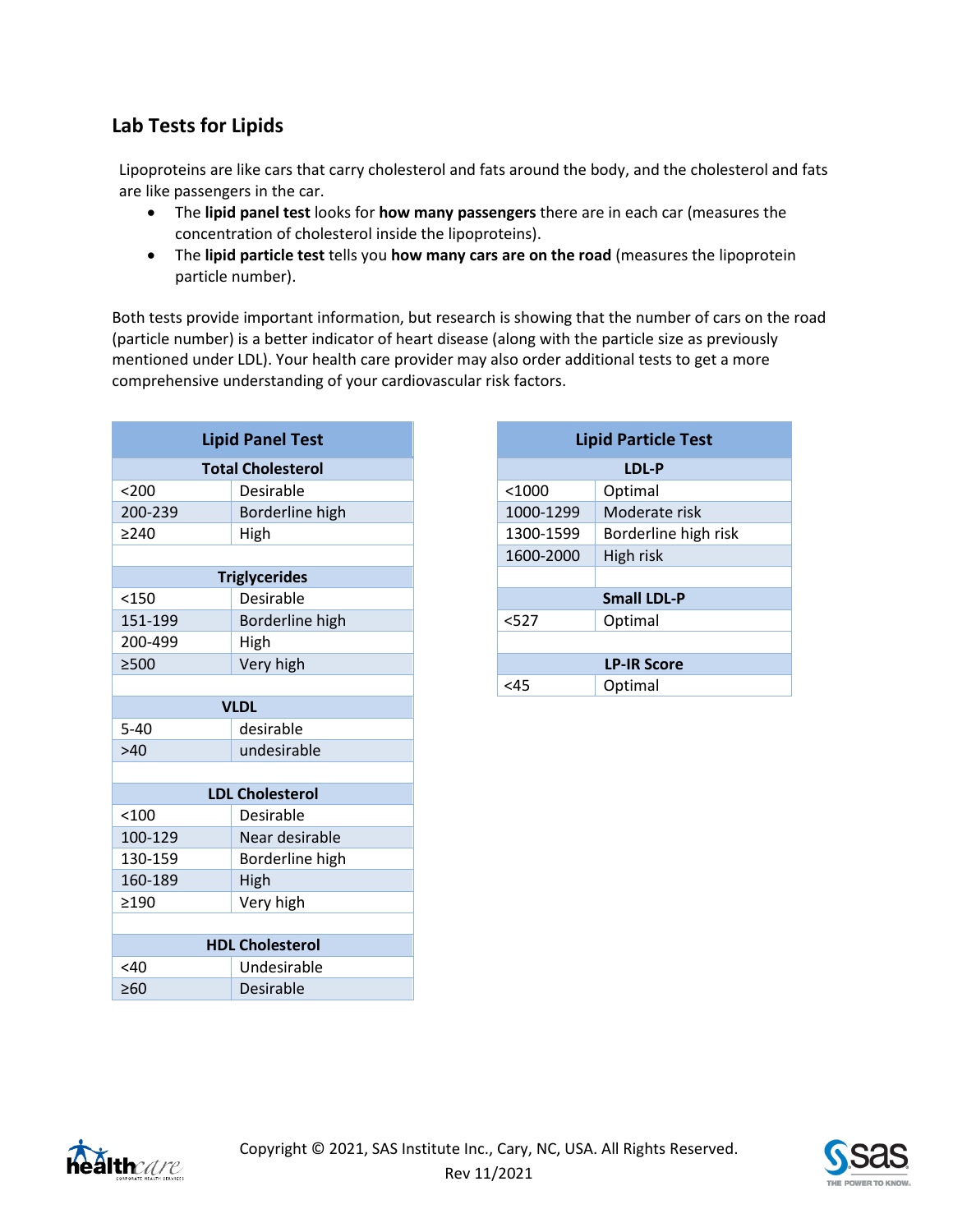## Lab Tests for Lipids

Lipoproteins are like cars that carry cholesterol and fats around the body, and the cholesterol and fats are like passengers in the car.

- The **lipid panel test** looks for **how many passengers** there are in each car (measures the concentration of cholesterol inside the lipoproteins).
- The **lipid particle test** tells you **how many cars are on the road** (measures the lipoprotein particle number).

Both tests provide important information, but research is showing that the number of cars on the road (particle number) is a better indicator of heart disease (along with the particle size as previously mentioned under LDL). Your health care provider may also order additional tests to get a more comprehensive understanding of your cardiovascular risk factors.

| Lipid Panel Test | |
|---|---|
| **Total Cholesterol** | |
| <200 | Desirable |
| 200-239 | Borderline high |
| ≥240 | High |
| | |
| **Triglycerides** | |
| <150 | Desirable |
| 151-199 | Borderline high |
| 200-499 | High |
| ≥500 | Very high |
| | |
| **VLDL** | |
| 5-40 | desirable |
| >40 | undesirable |
| | |
| **LDL Cholesterol** | |
| <100 | Desirable |
| 100-129 | Near desirable |
| 130-159 | Borderline high |
| 160-189 | High |
| ≥190 | Very high |
| | |
| **HDL Cholesterol** | |
| <40 | Undesirable |
| ≥60 | Desirable |

| Lipid Particle Test | |
|---|---|
| **LDL-P** | |
| <1000 | Optimal |
| 1000-1299 | Moderate risk |
| 1300-1599 | Borderline high risk |
| 1600-2000 | High risk |
| | |
| **Small LDL-P** | |
| <527 | Optimal |
| | |
| **LP-IR Score** | |
| <45 | Optimal |

Copyright © 2021, SAS Institute Inc., Cary, NC, USA. All Rights Reserved.
Rev 11/2021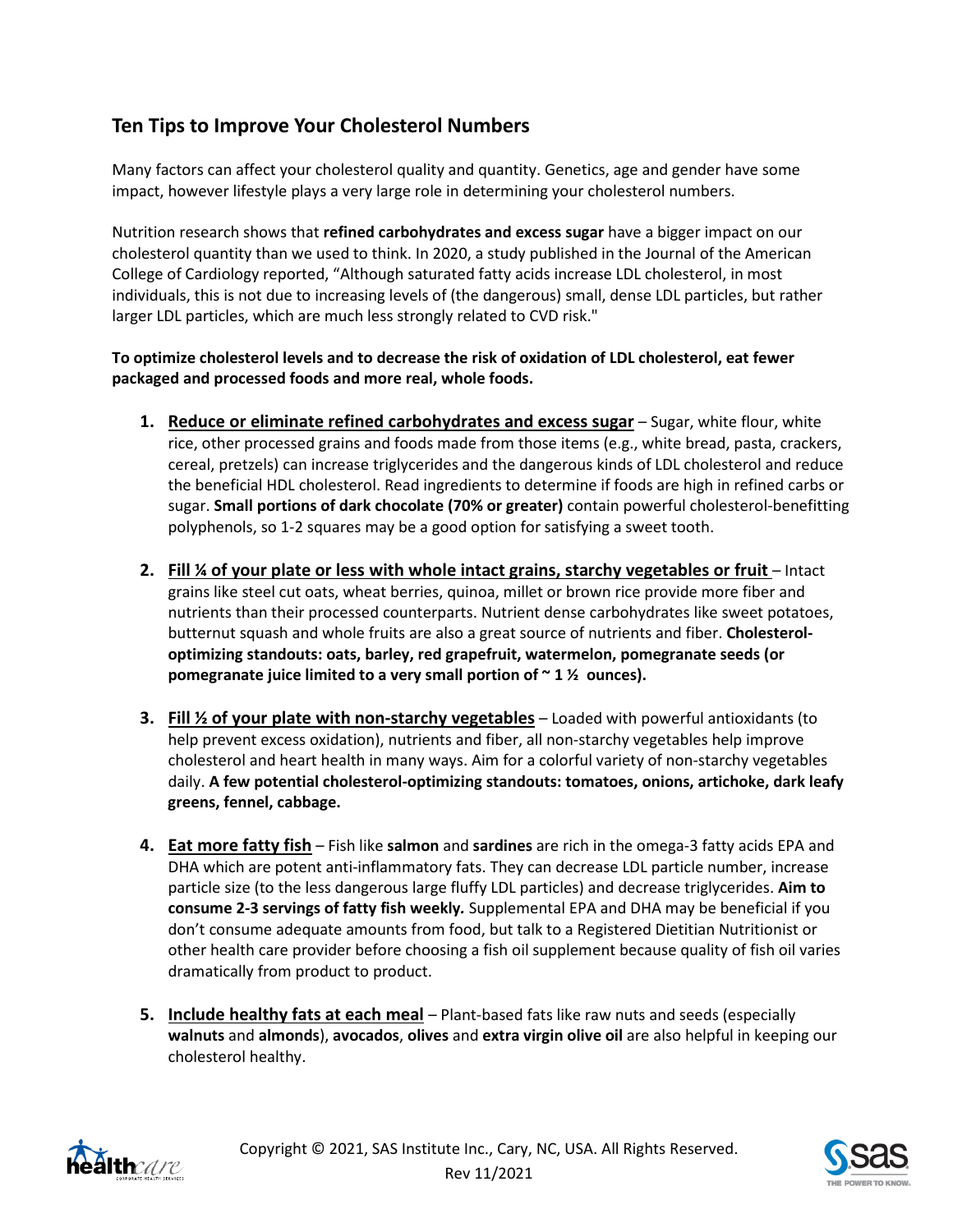## Ten Tips to Improve Your Cholesterol Numbers

Many factors can affect your cholesterol quality and quantity. Genetics, age and gender have some impact, however lifestyle plays a very large role in determining your cholesterol numbers.

Nutrition research shows that **refined carbohydrates and excess sugar** have a bigger impact on our cholesterol quantity than we used to think. In 2020, a study published in the Journal of the American College of Cardiology reported, "Although saturated fatty acids increase LDL cholesterol, in most individuals, this is not due to increasing levels of (the dangerous) small, dense LDL particles, but rather larger LDL particles, which are much less strongly related to CVD risk."

**To optimize cholesterol levels and to decrease the risk of oxidation of LDL cholesterol, eat fewer packaged and processed foods and more real, whole foods.**

1. **Reduce or eliminate refined carbohydrates and excess sugar** – Sugar, white flour, white rice, other processed grains and foods made from those items (e.g., white bread, pasta, crackers, cereal, pretzels) can increase triglycerides and the dangerous kinds of LDL cholesterol and reduce the beneficial HDL cholesterol. Read ingredients to determine if foods are high in refined carbs or sugar. **Small portions of dark chocolate (70% or greater)** contain powerful cholesterol-benefitting polyphenols, so 1-2 squares may be a good option for satisfying a sweet tooth.

2. **Fill ¼ of your plate or less with whole intact grains, starchy vegetables or fruit** – Intact grains like steel cut oats, wheat berries, quinoa, millet or brown rice provide more fiber and nutrients than their processed counterparts. Nutrient dense carbohydrates like sweet potatoes, butternut squash and whole fruits are also a great source of nutrients and fiber. **Cholesterol-optimizing standouts: oats, barley, red grapefruit, watermelon, pomegranate seeds (or pomegranate juice limited to a very small portion of ~ 1 ½ ounces).**

3. **Fill ½ of your plate with non-starchy vegetables** – Loaded with powerful antioxidants (to help prevent excess oxidation), nutrients and fiber, all non-starchy vegetables help improve cholesterol and heart health in many ways. Aim for a colorful variety of non-starchy vegetables daily. **A few potential cholesterol-optimizing standouts: tomatoes, onions, artichoke, dark leafy greens, fennel, cabbage.**

4. **Eat more fatty fish** – Fish like **salmon** and **sardines** are rich in the omega-3 fatty acids EPA and DHA which are potent anti-inflammatory fats. They can decrease LDL particle number, increase particle size (to the less dangerous large fluffy LDL particles) and decrease triglycerides. **Aim to consume 2-3 servings of fatty fish weekly.** Supplemental EPA and DHA may be beneficial if you don't consume adequate amounts from food, but talk to a Registered Dietitian Nutritionist or other health care provider before choosing a fish oil supplement because quality of fish oil varies dramatically from product to product.

5. **Include healthy fats at each meal** – Plant-based fats like raw nuts and seeds (especially **walnuts** and **almonds**), **avocados**, **olives** and **extra virgin olive oil** are also helpful in keeping our cholesterol healthy.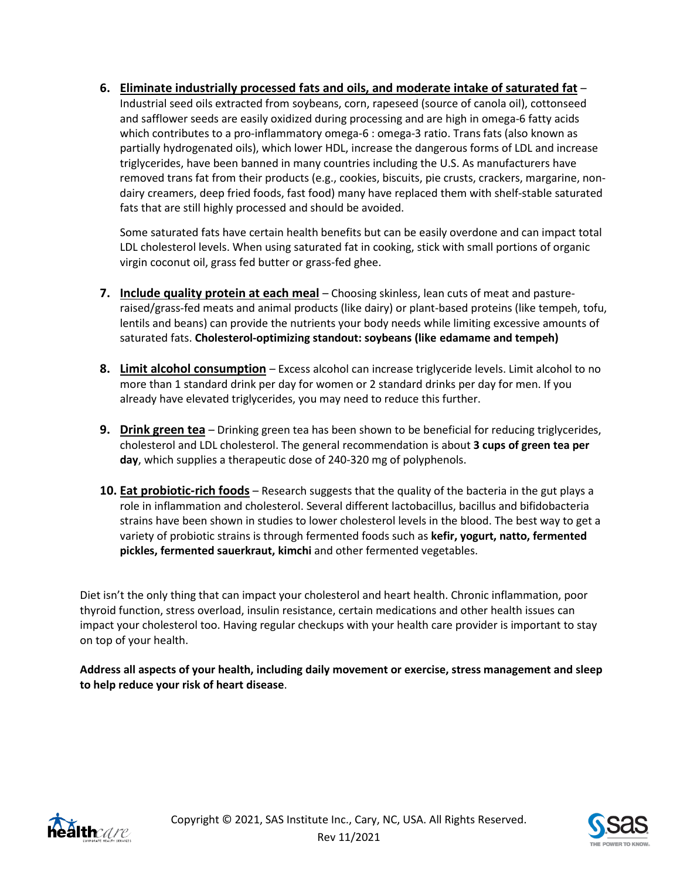6. **Eliminate industrially processed fats and oils, and moderate intake of saturated fat** – Industrial seed oils extracted from soybeans, corn, rapeseed (source of canola oil), cottonseed and safflower seeds are easily oxidized during processing and are high in omega-6 fatty acids which contributes to a pro-inflammatory omega-6 : omega-3 ratio. Trans fats (also known as partially hydrogenated oils), which lower HDL, increase the dangerous forms of LDL and increase triglycerides, have been banned in many countries including the U.S. As manufacturers have removed trans fat from their products (e.g., cookies, biscuits, pie crusts, crackers, margarine, non-dairy creamers, deep fried foods, fast food) many have replaced them with shelf-stable saturated fats that are still highly processed and should be avoided.

   Some saturated fats have certain health benefits but can be easily overdone and can impact total LDL cholesterol levels. When using saturated fat in cooking, stick with small portions of organic virgin coconut oil, grass fed butter or grass-fed ghee.

7. **Include quality protein at each meal** – Choosing skinless, lean cuts of meat and pasture-raised/grass-fed meats and animal products (like dairy) or plant-based proteins (like tempeh, tofu, lentils and beans) can provide the nutrients your body needs while limiting excessive amounts of saturated fats. **Cholesterol-optimizing standout: soybeans (like edamame and tempeh)**

8. **Limit alcohol consumption** – Excess alcohol can increase triglyceride levels. Limit alcohol to no more than 1 standard drink per day for women or 2 standard drinks per day for men. If you already have elevated triglycerides, you may need to reduce this further.

9. **Drink green tea** – Drinking green tea has been shown to be beneficial for reducing triglycerides, cholesterol and LDL cholesterol. The general recommendation is about **3 cups of green tea per day**, which supplies a therapeutic dose of 240-320 mg of polyphenols.

10. **Eat probiotic-rich foods** – Research suggests that the quality of the bacteria in the gut plays a role in inflammation and cholesterol. Several different lactobacillus, bacillus and bifidobacteria strains have been shown in studies to lower cholesterol levels in the blood. The best way to get a variety of probiotic strains is through fermented foods such as **kefir, yogurt, natto, fermented pickles, fermented sauerkraut, kimchi** and other fermented vegetables.

Diet isn't the only thing that can impact your cholesterol and heart health. Chronic inflammation, poor thyroid function, stress overload, insulin resistance, certain medications and other health issues can impact your cholesterol too. Having regular checkups with your health care provider is important to stay on top of your health.

**Address all aspects of your health, including daily movement or exercise, stress management and sleep to help reduce your risk of heart disease**.

Copyright © 2021, SAS Institute Inc., Cary, NC, USA. All Rights Reserved.
Rev 11/2021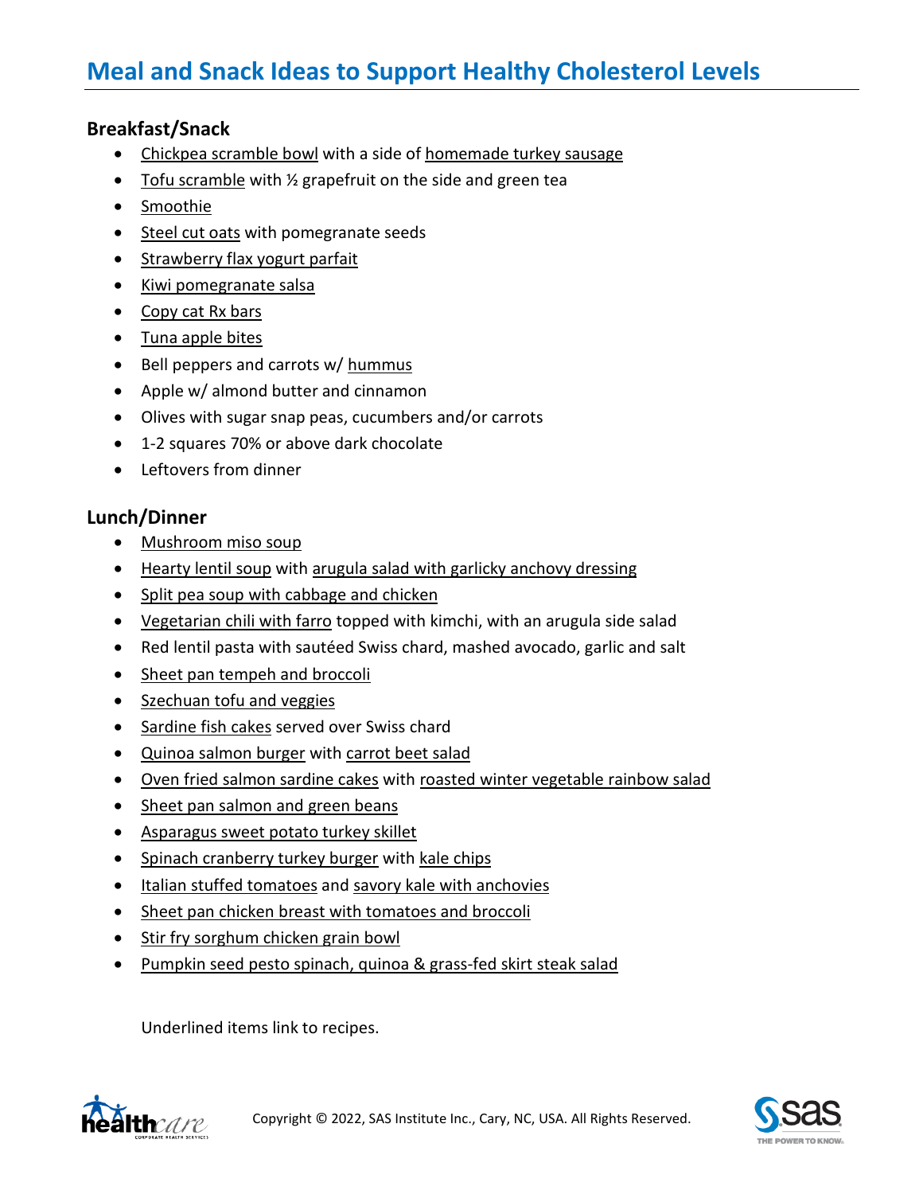# Meal and Snack Ideas to Support Healthy Cholesterol Levels

## Breakfast/Snack

- Chickpea scramble bowl with a side of homemade turkey sausage
- Tofu scramble with ½ grapefruit on the side and green tea
- Smoothie
- Steel cut oats with pomegranate seeds
- Strawberry flax yogurt parfait
- Kiwi pomegranate salsa
- Copy cat Rx bars
- Tuna apple bites
- Bell peppers and carrots w/ hummus
- Apple w/ almond butter and cinnamon
- Olives with sugar snap peas, cucumbers and/or carrots
- 1-2 squares 70% or above dark chocolate
- Leftovers from dinner

## Lunch/Dinner

- Mushroom miso soup
- Hearty lentil soup with arugula salad with garlicky anchovy dressing
- Split pea soup with cabbage and chicken
- Vegetarian chili with farro topped with kimchi, with an arugula side salad
- Red lentil pasta with sautéed Swiss chard, mashed avocado, garlic and salt
- Sheet pan tempeh and broccoli
- Szechuan tofu and veggies
- Sardine fish cakes served over Swiss chard
- Quinoa salmon burger with carrot beet salad
- Oven fried salmon sardine cakes with roasted winter vegetable rainbow salad
- Sheet pan salmon and green beans
- Asparagus sweet potato turkey skillet
- Spinach cranberry turkey burger with kale chips
- Italian stuffed tomatoes and savory kale with anchovies
- Sheet pan chicken breast with tomatoes and broccoli
- Stir fry sorghum chicken grain bowl
- Pumpkin seed pesto spinach, quinoa & grass-fed skirt steak salad

Underlined items link to recipes.

Copyright © 2022, SAS Institute Inc., Cary, NC, USA. All Rights Reserved.